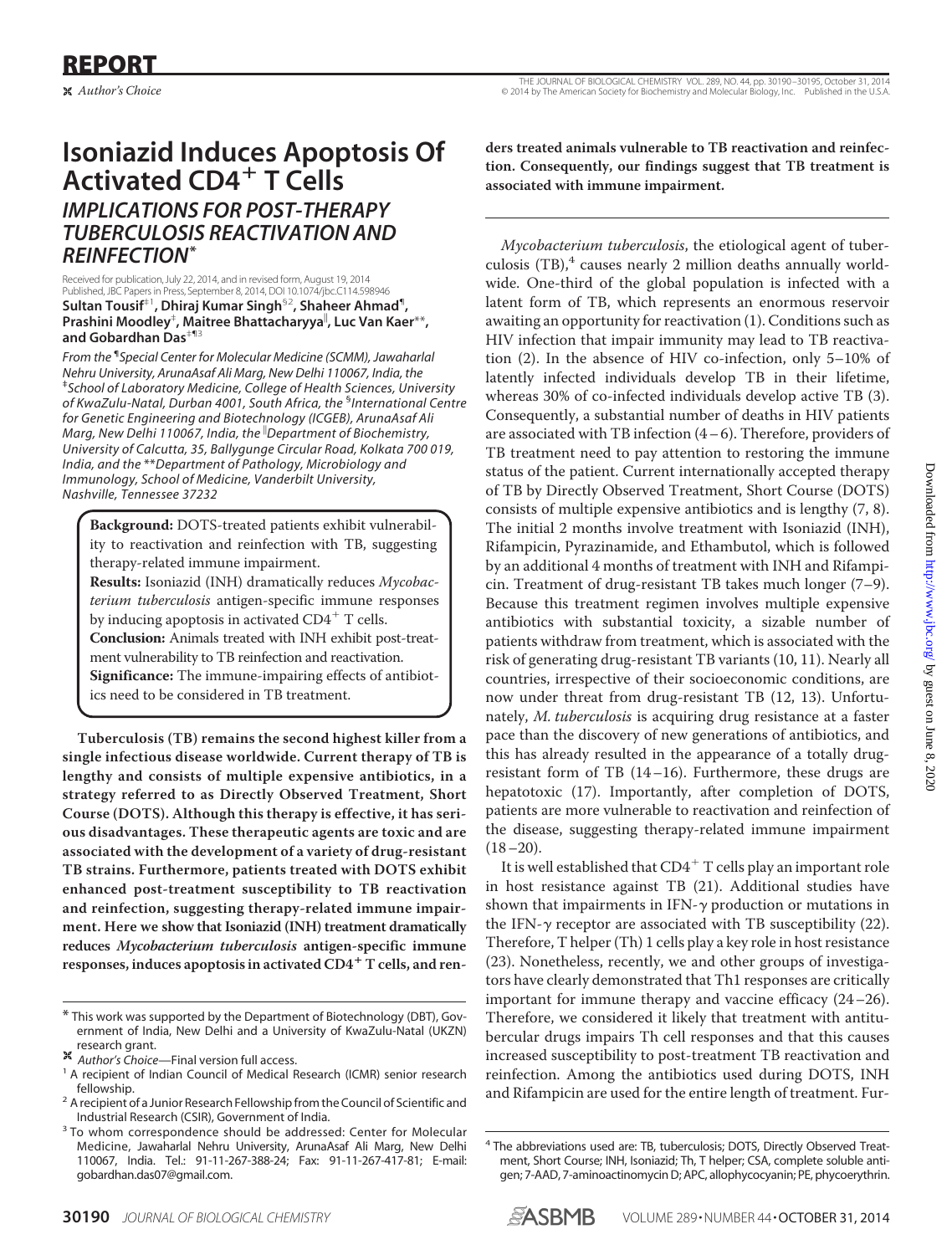REPORT

✖ *Author's Choice*

# Isoniazid Induces Apoptosis Of Activated CD4$^+$ T Cells

## *IMPLICATIONS FOR POST-THERAPY TUBERCULOSIS REACTIVATION AND REINFECTION**

Received for publication, July 22, 2014, and in revised form, August 19, 2014 Published, JBC Papers in Press, September 8, 2014, DOI 10.1074/jbc.C114.598946

**Sultan Tousif[‡1], Dhiraj Kumar Singh[§2], Shaheer Ahmad[¶], Prashini Moodley[‡], Maitree Bhattacharyya[‖], Luc Van Kaer[**], and Gobardhan Das[‡¶3]**

*From the [¶]Special Center for Molecular Medicine (SCMM), Jawaharlal Nehru University, ArunaAsaf Ali Marg, New Delhi 110067, India, the [‡]School of Laboratory Medicine, College of Health Sciences, University of KwaZulu-Natal, Durban 4001, South Africa, the [§]International Centre for Genetic Engineering and Biotechnology (ICGEB), ArunaAsaf Ali Marg, New Delhi 110067, India, the [‖]Department of Biochemistry, University of Calcutta, 35, Ballygunge Circular Road, Kolkata 700 019, India, and the [**]Department of Pathology, Microbiology and Immunology, School of Medicine, Vanderbilt University, Nashville, Tennessee 37232*

> **Background:** DOTS-treated patients exhibit vulnerability to reactivation and reinfection with TB, suggesting therapy-related immune impairment.
>
> **Results:** Isoniazid (INH) dramatically reduces *Mycobacterium tuberculosis* antigen-specific immune responses by inducing apoptosis in activated CD4$^+$ T cells.
>
> **Conclusion:** Animals treated with INH exhibit post-treatment vulnerability to TB reinfection and reactivation.
>
> **Significance:** The immune-impairing effects of antibiotics need to be considered in TB treatment.

**Tuberculosis (TB) remains the second highest killer from a single infectious disease worldwide. Current therapy of TB is lengthy and consists of multiple expensive antibiotics, in a strategy referred to as Directly Observed Treatment, Short Course (DOTS). Although this therapy is effective, it has serious disadvantages. These therapeutic agents are toxic and are associated with the development of a variety of drug-resistant TB strains. Furthermore, patients treated with DOTS exhibit enhanced post-treatment susceptibility to TB reactivation and reinfection, suggesting therapy-related immune impairment. Here we show that Isoniazid (INH) treatment dramatically reduces *Mycobacterium tuberculosis* antigen-specific immune responses, induces apoptosis in activated CD4$^+$ T cells, and renders treated animals vulnerable to TB reactivation and reinfection. Consequently, our findings suggest that TB treatment is associated with immune impairment.**

*Mycobacterium tuberculosis*, the etiological agent of tuberculosis (TB),[4] causes nearly 2 million deaths annually worldwide. One-third of the global population is infected with a latent form of TB, which represents an enormous reservoir awaiting an opportunity for reactivation (1). Conditions such as HIV infection that impair immunity may lead to TB reactivation (2). In the absence of HIV co-infection, only 5–10% of latently infected individuals develop TB in their lifetime, whereas 30% of co-infected individuals develop active TB (3). Consequently, a substantial number of deaths in HIV patients are associated with TB infection (4–6). Therefore, providers of TB treatment need to pay attention to restoring the immune status of the patient. Current internationally accepted therapy of TB by Directly Observed Treatment, Short Course (DOTS) consists of multiple expensive antibiotics and is lengthy (7, 8). The initial 2 months involve treatment with Isoniazid (INH), Rifampicin, Pyrazinamide, and Ethambutol, which is followed by an additional 4 months of treatment with INH and Rifampicin. Treatment of drug-resistant TB takes much longer (7–9). Because this treatment regimen involves multiple expensive antibiotics with substantial toxicity, a sizable number of patients withdraw from treatment, which is associated with the risk of generating drug-resistant TB variants (10, 11). Nearly all countries, irrespective of their socioeconomic conditions, are now under threat from drug-resistant TB (12, 13). Unfortunately, *M. tuberculosis* is acquiring drug resistance at a faster pace than the discovery of new generations of antibiotics, and this has already resulted in the appearance of a totally drug-resistant form of TB (14–16). Furthermore, these drugs are hepatotoxic (17). Importantly, after completion of DOTS, patients are more vulnerable to reactivation and reinfection of the disease, suggesting therapy-related immune impairment (18–20).

It is well established that CD4$^+$ T cells play an important role in host resistance against TB (21). Additional studies have shown that impairments in IFN-γ production or mutations in the IFN-γ receptor are associated with TB susceptibility (22). Therefore, T helper (Th) 1 cells play a key role in host resistance (23). Nonetheless, recently, we and other groups of investigators have clearly demonstrated that Th1 responses are critically important for immune therapy and vaccine efficacy (24–26). Therefore, we considered it likely that treatment with antitubercular drugs impairs Th cell responses and that this causes increased susceptibility to post-treatment TB reactivation and reinfection. Among the antibiotics used during DOTS, INH and Rifampicin are used for the entire length of treatment. Fur-

---

* This work was supported by the Department of Biotechnology (DBT), Government of India, New Delhi and a University of KwaZulu-Natal (UKZN) research grant.

✖ *Author's Choice*—Final version full access.

[1] A recipient of Indian Council of Medical Research (ICMR) senior research fellowship.

[2] A recipient of a Junior Research Fellowship from the Council of Scientific and Industrial Research (CSIR), Government of India.

[3] To whom correspondence should be addressed: Center for Molecular Medicine, Jawaharlal Nehru University, ArunaAsaf Ali Marg, New Delhi 110067, India. Tel.: 91-11-267-388-24; Fax: 91-11-267-417-81; E-mail: gobardhan.das07@gmail.com.

[4] The abbreviations used are: TB, tuberculosis; DOTS, Directly Observed Treatment, Short Course; INH, Isoniazid; Th, T helper; CSA, complete soluble antigen; 7-AAD, 7-aminoactinomycin D; APC, allophycocyanin; PE, phycoerythrin.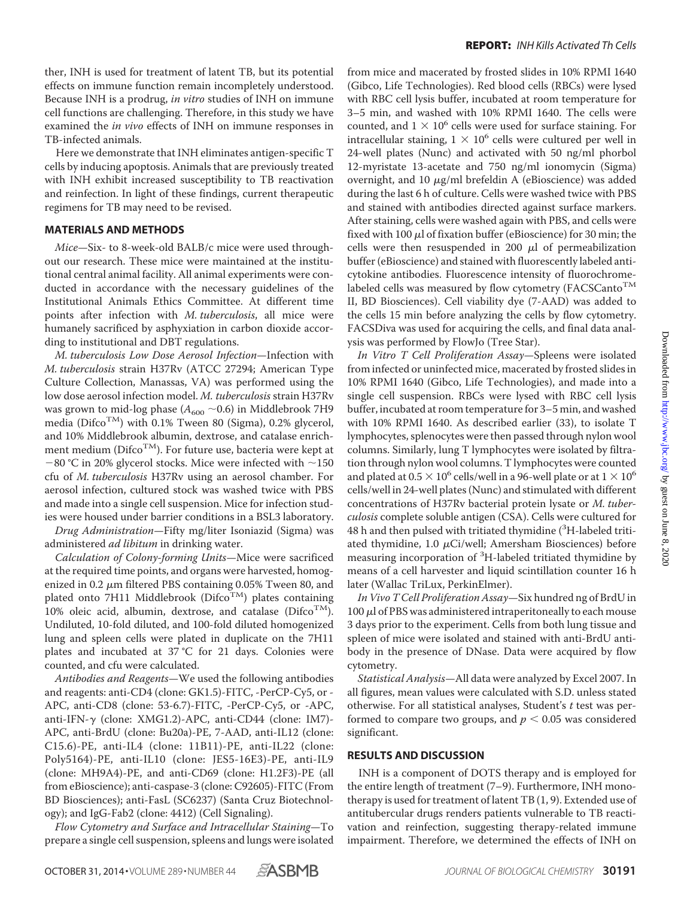ther, INH is used for treatment of latent TB, but its potential effects on immune function remain incompletely understood. Because INH is a prodrug, *in vitro* studies of INH on immune cell functions are challenging. Therefore, in this study we have examined the *in vivo* effects of INH on immune responses in TB-infected animals.

Here we demonstrate that INH eliminates antigen-specific T cells by inducing apoptosis. Animals that are previously treated with INH exhibit increased susceptibility to TB reactivation and reinfection. In light of these findings, current therapeutic regimens for TB may need to be revised.

## MATERIALS AND METHODS

*Mice*—Six- to 8-week-old BALB/c mice were used throughout our research. These mice were maintained at the institutional central animal facility. All animal experiments were conducted in accordance with the necessary guidelines of the Institutional Animals Ethics Committee. At different time points after infection with *M. tuberculosis*, all mice were humanely sacrificed by asphyxiation in carbon dioxide according to institutional and DBT regulations.

*M. tuberculosis Low Dose Aerosol Infection*—Infection with *M. tuberculosis* strain H37Rv (ATCC 27294; American Type Culture Collection, Manassas, VA) was performed using the low dose aerosol infection model. *M. tuberculosis* strain H37Rv was grown to mid-log phase ($A_{600}$ ~0.6) in Middlebrook 7H9 media (Difco™) with 0.1% Tween 80 (Sigma), 0.2% glycerol, and 10% Middlebrook albumin, dextrose, and catalase enrichment medium (Difco™). For future use, bacteria were kept at −80 °C in 20% glycerol stocks. Mice were infected with ~150 cfu of *M. tuberculosis* H37Rv using an aerosol chamber. For aerosol infection, cultured stock was washed twice with PBS and made into a single cell suspension. Mice for infection studies were housed under barrier conditions in a BSL3 laboratory.

*Drug Administration*—Fifty mg/liter Isoniazid (Sigma) was administered *ad libitum* in drinking water.

*Calculation of Colony-forming Units*—Mice were sacrificed at the required time points, and organs were harvested, homogenized in 0.2 μm filtered PBS containing 0.05% Tween 80, and plated onto 7H11 Middlebrook (Difco™) plates containing 10% oleic acid, albumin, dextrose, and catalase (Difco™). Undiluted, 10-fold diluted, and 100-fold diluted homogenized lung and spleen cells were plated in duplicate on the 7H11 plates and incubated at 37 °C for 21 days. Colonies were counted, and cfu were calculated.

*Antibodies and Reagents*—We used the following antibodies and reagents: anti-CD4 (clone: GK1.5)-FITC, -PerCP-Cy5, or -APC, anti-CD8 (clone: 53-6.7)-FITC, -PerCP-Cy5, or -APC, anti-IFN-γ (clone: XMG1.2)-APC, anti-CD44 (clone: IM7)-APC, anti-BrdU (clone: Bu20a)-PE, 7-AAD, anti-IL12 (clone: C15.6)-PE, anti-IL4 (clone: 11B11)-PE, anti-IL22 (clone: Poly5164)-PE, anti-IL10 (clone: JES5-16E3)-PE, anti-IL9 (clone: MH9A4)-PE, and anti-CD69 (clone: H1.2F3)-PE (all from eBioscience); anti-caspase-3 (clone: C92605)-FITC (From BD Biosciences); anti-FasL (SC6237) (Santa Cruz Biotechnology); and IgG-Fab2 (clone: 4412) (Cell Signaling).

*Flow Cytometry and Surface and Intracellular Staining*—To prepare a single cell suspension, spleens and lungs were isolated from mice and macerated by frosted slides in 10% RPMI 1640 (Gibco, Life Technologies). Red blood cells (RBCs) were lysed with RBC cell lysis buffer, incubated at room temperature for 3–5 min, and washed with 10% RPMI 1640. The cells were counted, and $1 \times 10^6$ cells were used for surface staining. For intracellular staining, $1 \times 10^6$ cells were cultured per well in 24-well plates (Nunc) and activated with 50 ng/ml phorbol 12-myristate 13-acetate and 750 ng/ml ionomycin (Sigma) overnight, and 10 μg/ml brefeldin A (eBioscience) was added during the last 6 h of culture. Cells were washed twice with PBS and stained with antibodies directed against surface markers. After staining, cells were washed again with PBS, and cells were fixed with 100 μl of fixation buffer (eBioscience) for 30 min; the cells were then resuspended in 200 μl of permeabilization buffer (eBioscience) and stained with fluorescently labeled anti-cytokine antibodies. Fluorescence intensity of fluorochrome-labeled cells was measured by flow cytometry (FACSCanto™ II, BD Biosciences). Cell viability dye (7-AAD) was added to the cells 15 min before analyzing the cells by flow cytometry. FACSDiva was used for acquiring the cells, and final data analysis was performed by FlowJo (Tree Star).

*In Vitro T Cell Proliferation Assay*—Spleens were isolated from infected or uninfected mice, macerated by frosted slides in 10% RPMI 1640 (Gibco, Life Technologies), and made into a single cell suspension. RBCs were lysed with RBC cell lysis buffer, incubated at room temperature for 3–5 min, and washed with 10% RPMI 1640. As described earlier (33), to isolate T lymphocytes, splenocytes were then passed through nylon wool columns. Similarly, lung T lymphocytes were isolated by filtration through nylon wool columns. T lymphocytes were counted and plated at $0.5 \times 10^6$ cells/well in a 96-well plate or at $1 \times 10^6$ cells/well in 24-well plates (Nunc) and stimulated with different concentrations of H37Rv bacterial protein lysate or *M. tuberculosis* complete soluble antigen (CSA). Cells were cultured for 48 h and then pulsed with tritiated thymidine ($^3$H-labeled tritiated thymidine, 1.0 μCi/well; Amersham Biosciences) before measuring incorporation of $^3$H-labeled tritiated thymidine by means of a cell harvester and liquid scintillation counter 16 h later (Wallac TriLux, PerkinElmer).

*In Vivo T Cell Proliferation Assay*—Six hundred ng of BrdU in 100 μl of PBS was administered intraperitoneally to each mouse 3 days prior to the experiment. Cells from both lung tissue and spleen of mice were isolated and stained with anti-BrdU antibody in the presence of DNase. Data were acquired by flow cytometry.

*Statistical Analysis*—All data were analyzed by Excel 2007. In all figures, mean values were calculated with S.D. unless stated otherwise. For all statistical analyses, Student's *t* test was performed to compare two groups, and $p < 0.05$ was considered significant.

## RESULTS AND DISCUSSION

INH is a component of DOTS therapy and is employed for the entire length of treatment (7–9). Furthermore, INH monotherapy is used for treatment of latent TB (1, 9). Extended use of antitubercular drugs renders patients vulnerable to TB reactivation and reinfection, suggesting therapy-related immune impairment. Therefore, we determined the effects of INH on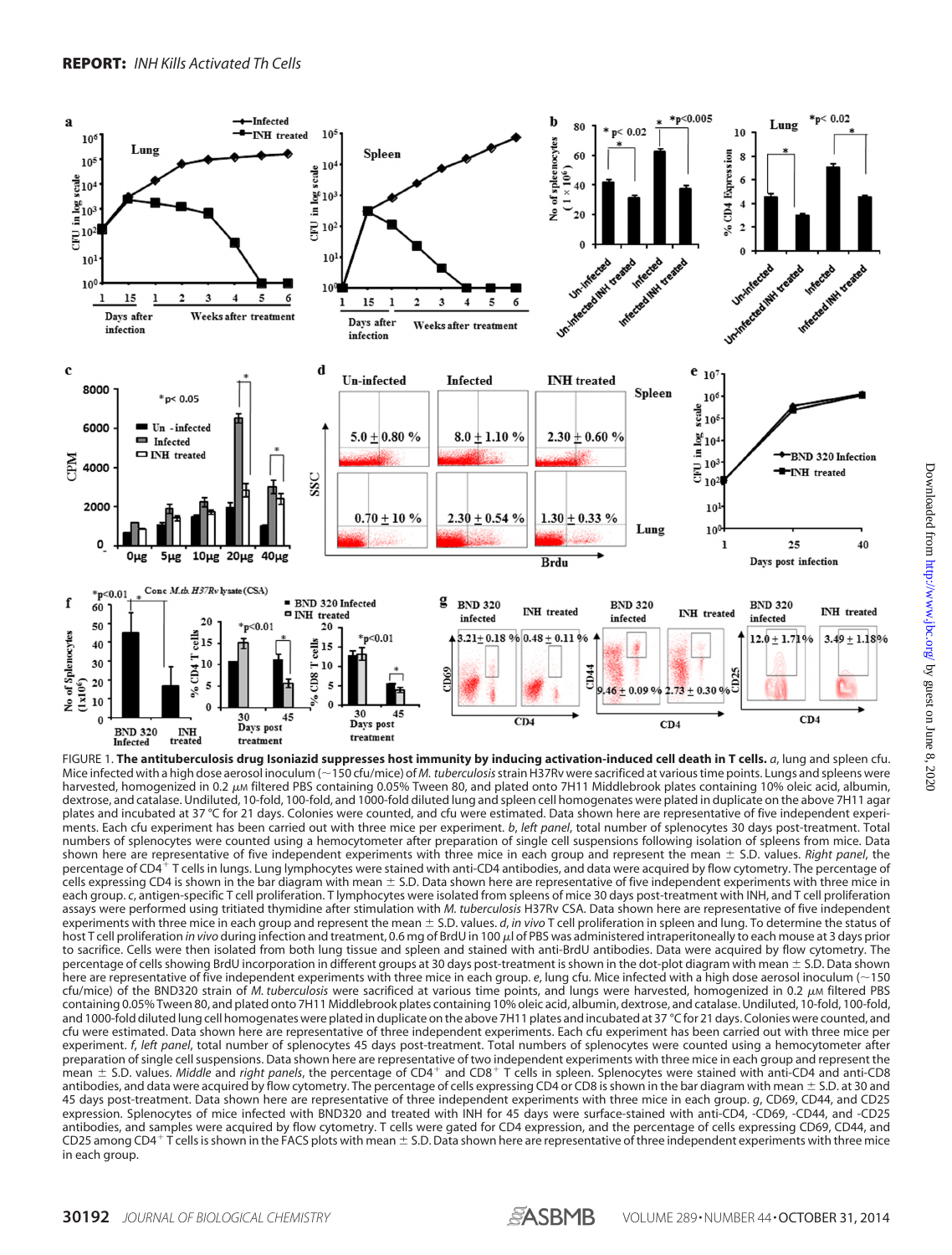FIGURE 1. **The antituberculosis drug Isoniazid suppresses host immunity by inducing activation-induced cell death in T cells.** *a*, lung and spleen cfu. Mice infected with a high dose aerosol inoculum (~150 cfu/mice) of *M. tuberculosis* strain H37Rv were sacrificed at various time points. Lungs and spleens were harvested, homogenized in 0.2 $\mu$M filtered PBS containing 0.05% Tween 80, and plated onto 7H11 Middlebrook plates containing 10% oleic acid, albumin, dextrose, and catalase. Undiluted, 10-fold, 100-fold, and 1000-fold diluted lung and spleen cell homogenates were plated in duplicate on the above 7H11 agar plates and incubated at 37 °C for 21 days. Colonies were counted, and cfu were estimated. Data shown here are representative of five independent experiments. Each cfu experiment has been carried out with three mice per experiment. *b*, *left panel*, total number of splenocytes 30 days post-treatment. Total numbers of splenocytes were counted using a hemocytometer after preparation of single cell suspensions following isolation of spleens from mice. Data shown here are representative of five independent experiments with three mice in each group and represent the mean ± S.D. values. *Right panel*, the percentage of $CD4^+$ T cells in lungs. Lung lymphocytes were stained with anti-CD4 antibodies, and data were acquired by flow cytometry. The percentage of cells expressing CD4 is shown in the bar diagram with mean ± S.D. Data shown here are representative of five independent experiments with three mice in each group. *c*, antigen-specific T cell proliferation. T lymphocytes were isolated from spleens of mice 30 days post-treatment with INH, and T cell proliferation assays were performed using tritiated thymidine after stimulation with *M. tuberculosis* H37Rv CSA. Data shown here are representative of five independent experiments with three mice in each group and represent the mean ± S.D. values. *d*, *in vivo* T cell proliferation in spleen and lung. To determine the status of host T cell proliferation *in vivo* during infection and treatment, 0.6 mg of BrdU in 100 $\mu$l of PBS was administered intraperitoneally to each mouse at 3 days prior to sacrifice. Cells were then isolated from both lung tissue and spleen and stained with anti-BrdU antibodies. Data were acquired by flow cytometry. The percentage of cells showing BrdU incorporation in different groups at 30 days post-treatment is shown in the dot-plot diagram with mean ± S.D. Data shown here are representative of five independent experiments with three mice in each group. *e*, lung cfu. Mice infected with a high dose aerosol inoculum (~150 cfu/mice) of the BND320 strain of *M. tuberculosis* were sacrificed at various time points, and lungs were harvested, homogenized in 0.2 $\mu$M filtered PBS containing 0.05% Tween 80, and plated onto 7H11 Middlebrook plates containing 10% oleic acid, albumin, dextrose, and catalase. Undiluted, 10-fold, 100-fold, and 1000-fold diluted lung cell homogenates were plated in duplicate on the above 7H11 plates and incubated at 37 °C for 21 days. Colonies were counted, and cfu were estimated. Data shown here are representative of three independent experiments. Each cfu experiment has been carried out with three mice per experiment. *f*, *left panel*, total number of splenocytes 45 days post-treatment. Total numbers of splenocytes were counted using a hemocytometer after preparation of single cell suspensions. Data shown here are representative of two independent experiments with three mice in each group and represent the mean ± S.D. values. *Middle* and *right panels*, the percentage of $CD4^+$ and $CD8^+$ T cells in spleen. Splenocytes were stained with anti-CD4 and anti-CD8 antibodies, and data were acquired by flow cytometry. The percentage of cells expressing CD4 or CD8 is shown in the bar diagram with mean ± S.D. at 30 and 45 days post-treatment. Data shown here are representative of three independent experiments with three mice in each group. *g*, CD69, CD44, and CD25 expression. Splenocytes of mice infected with BND320 and treated with INH for 45 days were surface-stained with anti-CD4, -CD69, -CD44, and -CD25 antibodies, and samples were acquired by flow cytometry. T cells were gated for CD4 expression, and the percentage of cells expressing CD69, CD44, and CD25 among $CD4^+$ T cells is shown in the FACS plots with mean ± S.D. Data shown here are representative of three independent experiments with three mice in each group.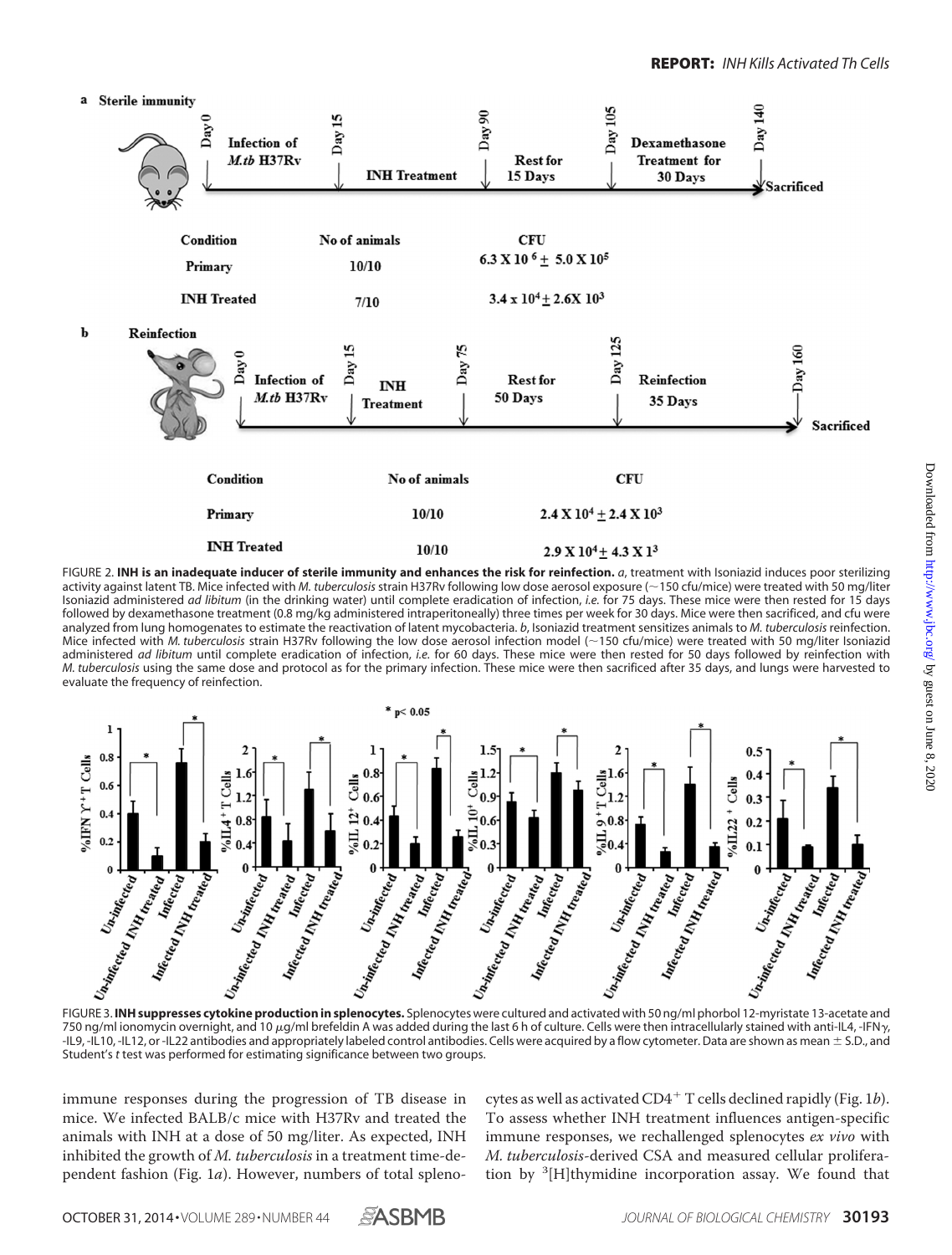**a Sterile immunity**

| Condition | No of animals | CFU |
|---|---|---|
| Primary | 10/10 | $6.3 \times 10^{6} \pm 5.0 \times 10^{5}$ |
| INH Treated | 7/10 | $3.4 \times 10^{4} \pm 2.6 \times 10^{3}$ |

**b Reinfection**

| Condition | No of animals | CFU |
|---|---|---|
| Primary | 10/10 | $2.4 \times 10^{4} \pm 2.4 \times 10^{3}$ |
| INH Treated | 10/10 | $2.9 \times 10^{4} \pm 4.3 \times 1^{3}$ |

FIGURE 2. **INH is an inadequate inducer of sterile immunity and enhances the risk for reinfection.** *a*, treatment with Isoniazid induces poor sterilizing activity against latent TB. Mice infected with *M. tuberculosis* strain H37Rv following low dose aerosol exposure (~150 cfu/mice) were treated with 50 mg/liter Isoniazid administered *ad libitum* (in the drinking water) until complete eradication of infection, *i.e.* for 75 days. These mice were then rested for 15 days followed by dexamethasone treatment (0.8 mg/kg administered intraperitoneally) three times per week for 30 days. Mice were then sacrificed, and cfu were analyzed from lung homogenates to estimate the reactivation of latent mycobacteria. *b*, Isoniazid treatment sensitizes animals to *M. tuberculosis* reinfection. Mice infected with *M. tuberculosis* strain H37Rv following the low dose aerosol infection model (~150 cfu/mice) were treated with 50 mg/liter Isoniazid administered *ad libitum* until complete eradication of infection, *i.e.* for 60 days. These mice were then rested for 50 days followed by reinfection with *M. tuberculosis* using the same dose and protocol as for the primary infection. These mice were then sacrificed after 35 days, and lungs were harvested to evaluate the frequency of reinfection.

FIGURE 3. **INH suppresses cytokine production in splenocytes.** Splenocytes were cultured and activated with 50 ng/ml phorbol 12-myristate 13-acetate and 750 ng/ml ionomycin overnight, and 10 μg/ml brefeldin A was added during the last 6 h of culture. Cells were then intracellularly stained with anti-IL4, -IFNγ, -IL9, -IL10, -IL12, or -IL22 antibodies and appropriately labeled control antibodies. Cells were acquired by a flow cytometer. Data are shown as mean ± S.D., and Student's *t* test was performed for estimating significance between two groups.

immune responses during the progression of TB disease in mice. We infected BALB/c mice with H37Rv and treated the animals with INH at a dose of 50 mg/liter. As expected, INH inhibited the growth of *M. tuberculosis* in a treatment time-dependent fashion (Fig. 1*a*). However, numbers of total splenocytes as well as activated $CD4^{+}$ T cells declined rapidly (Fig. 1*b*). To assess whether INH treatment influences antigen-specific immune responses, we rechallenged splenocytes *ex vivo* with *M. tuberculosis*-derived CSA and measured cellular proliferation by $^{3}$[H]thymidine incorporation assay. We found that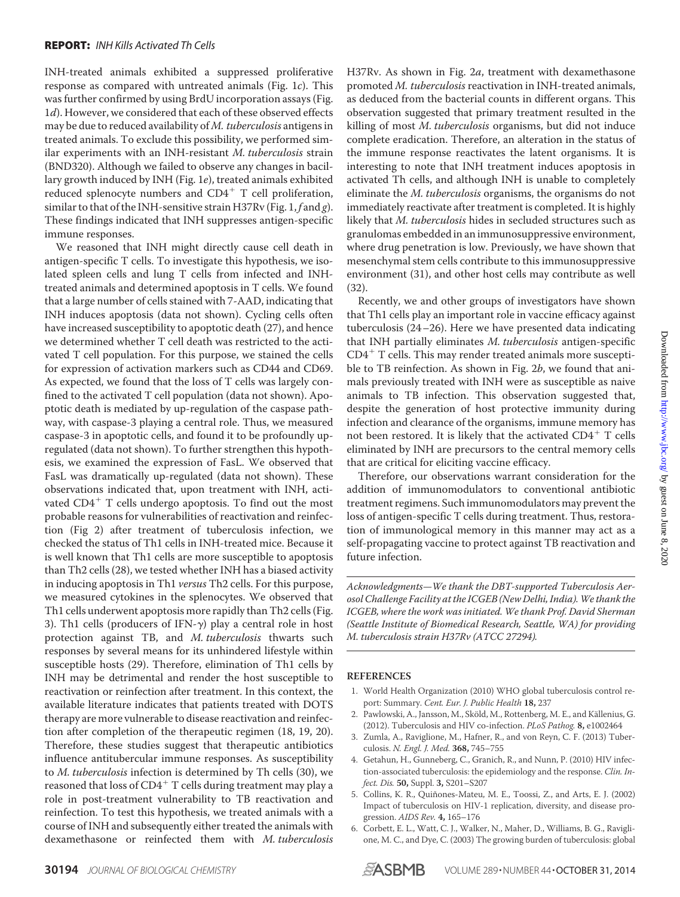INH-treated animals exhibited a suppressed proliferative response as compared with untreated animals (Fig. 1*c*). This was further confirmed by using BrdU incorporation assays (Fig. 1*d*). However, we considered that each of these observed effects may be due to reduced availability of *M. tuberculosis* antigens in treated animals. To exclude this possibility, we performed similar experiments with an INH-resistant *M. tuberculosis* strain (BND320). Although we failed to observe any changes in bacillary growth induced by INH (Fig. 1*e*), treated animals exhibited reduced splenocyte numbers and $CD4^+$ T cell proliferation, similar to that of the INH-sensitive strain H37Rv (Fig. 1, *f* and *g*). These findings indicated that INH suppresses antigen-specific immune responses.

We reasoned that INH might directly cause cell death in antigen-specific T cells. To investigate this hypothesis, we isolated spleen cells and lung T cells from infected and INH-treated animals and determined apoptosis in T cells. We found that a large number of cells stained with 7-AAD, indicating that INH induces apoptosis (data not shown). Cycling cells often have increased susceptibility to apoptotic death (27), and hence we determined whether T cell death was restricted to the activated T cell population. For this purpose, we stained the cells for expression of activation markers such as CD44 and CD69. As expected, we found that the loss of T cells was largely confined to the activated T cell population (data not shown). Apoptotic death is mediated by up-regulation of the caspase pathway, with caspase-3 playing a central role. Thus, we measured caspase-3 in apoptotic cells, and found it to be profoundly up-regulated (data not shown). To further strengthen this hypothesis, we examined the expression of FasL. We observed that FasL was dramatically up-regulated (data not shown). These observations indicated that, upon treatment with INH, activated $CD4^+$ T cells undergo apoptosis. To find out the most probable reasons for vulnerabilities of reactivation and reinfection (Fig 2) after treatment of tuberculosis infection, we checked the status of Th1 cells in INH-treated mice. Because it is well known that Th1 cells are more susceptible to apoptosis than Th2 cells (28), we tested whether INH has a biased activity in inducing apoptosis in Th1 *versus* Th2 cells. For this purpose, we measured cytokines in the splenocytes. We observed that Th1 cells underwent apoptosis more rapidly than Th2 cells (Fig. 3). Th1 cells (producers of IFN-$\gamma$) play a central role in host protection against TB, and *M. tuberculosis* thwarts such responses by several means for its unhindered lifestyle within susceptible hosts (29). Therefore, elimination of Th1 cells by INH may be detrimental and render the host susceptible to reactivation or reinfection after treatment. In this context, the available literature indicates that patients treated with DOTS therapy are more vulnerable to disease reactivation and reinfection after completion of the therapeutic regimen (18, 19, 20). Therefore, these studies suggest that therapeutic antibiotics influence antitubercular immune responses. As susceptibility to *M. tuberculosis* infection is determined by Th cells (30), we reasoned that loss of $CD4^+$ T cells during treatment may play a role in post-treatment vulnerability to TB reactivation and reinfection. To test this hypothesis, we treated animals with a course of INH and subsequently either treated the animals with dexamethasone or reinfected them with *M. tuberculosis* H37Rv. As shown in Fig. 2*a*, treatment with dexamethasone promoted *M. tuberculosis* reactivation in INH-treated animals, as deduced from the bacterial counts in different organs. This observation suggested that primary treatment resulted in the killing of most *M. tuberculosis* organisms, but did not induce complete eradication. Therefore, an alteration in the status of the immune response reactivates the latent organisms. It is interesting to note that INH treatment induces apoptosis in activated Th cells, and although INH is unable to completely eliminate the *M. tuberculosis* organisms, the organisms do not immediately reactivate after treatment is completed. It is highly likely that *M. tuberculosis* hides in secluded structures such as granulomas embedded in an immunosuppressive environment, where drug penetration is low. Previously, we have shown that mesenchymal stem cells contribute to this immunosuppressive environment (31), and other host cells may contribute as well (32).

Recently, we and other groups of investigators have shown that Th1 cells play an important role in vaccine efficacy against tuberculosis (24–26). Here we have presented data indicating that INH partially eliminates *M. tuberculosis* antigen-specific $CD4^+$ T cells. This may render treated animals more susceptible to TB reinfection. As shown in Fig. 2*b*, we found that animals previously treated with INH were as susceptible as naive animals to TB infection. This observation suggested that, despite the generation of host protective immunity during infection and clearance of the organisms, immune memory has not been restored. It is likely that the activated $CD4^+$ T cells eliminated by INH are precursors to the central memory cells that are critical for eliciting vaccine efficacy.

Therefore, our observations warrant consideration for the addition of immunomodulators to conventional antibiotic treatment regimens. Such immunomodulators may prevent the loss of antigen-specific T cells during treatment. Thus, restoration of immunological memory in this manner may act as a self-propagating vaccine to protect against TB reactivation and future infection.

*Acknowledgments—We thank the DBT-supported Tuberculosis Aerosol Challenge Facility at the ICGEB (New Delhi, India). We thank the ICGEB, where the work was initiated. We thank Prof. David Sherman (Seattle Institute of Biomedical Research, Seattle, WA) for providing M. tuberculosis strain H37Rv (ATCC 27294).*

## REFERENCES

1. World Health Organization (2010) WHO global tuberculosis control report: Summary. *Cent. Eur. J. Public Health* **18,** 237
2. Pawlowski, A., Jansson, M., Sköld, M., Rottenberg, M. E., and Källenius, G. (2012). Tuberculosis and HIV co-infection. *PLoS Pathog.* **8,** e1002464
3. Zumla, A., Raviglione, M., Hafner, R., and von Reyn, C. F. (2013) Tuberculosis. *N. Engl. J. Med.* **368,** 745–755
4. Getahun, H., Gunneberg, C., Granich, R., and Nunn, P. (2010) HIV infection-associated tuberculosis: the epidemiology and the response. *Clin. Infect. Dis.* **50,** Suppl. **3,** S201–S207
5. Collins, K. R., Quiñones-Mateu, M. E., Toossi, Z., and Arts, E. J. (2002) Impact of tuberculosis on HIV-1 replication, diversity, and disease progression. *AIDS Rev.* **4,** 165–176
6. Corbett, E. L., Watt, C. J., Walker, N., Maher, D., Williams, B. G., Raviglione, M. C., and Dye, C. (2003) The growing burden of tuberculosis: global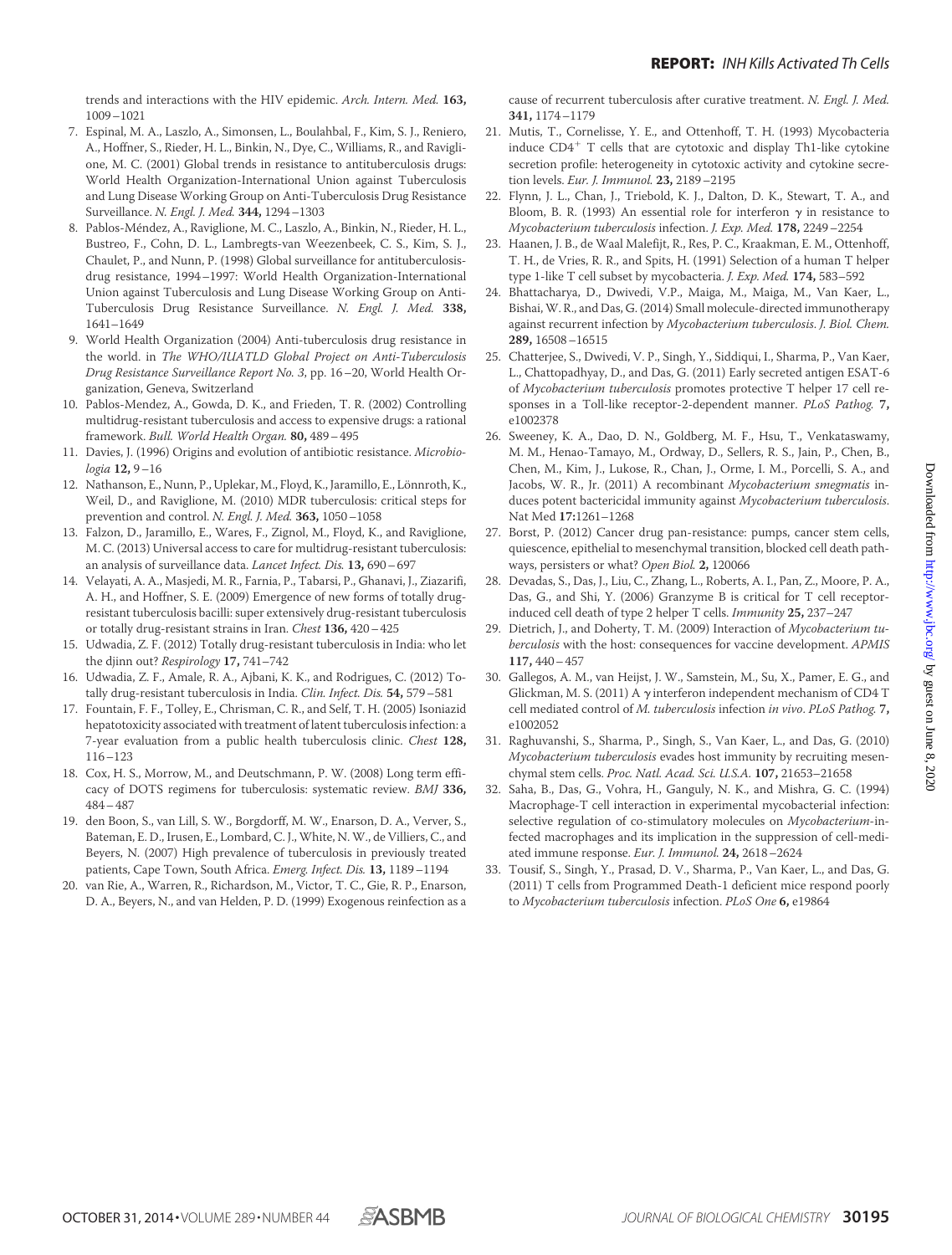trends and interactions with the HIV epidemic. *Arch. Intern. Med.* **163,** 1009–1021

7. Espinal, M. A., Laszlo, A., Simonsen, L., Boulahbal, F., Kim, S. J., Reniero, A., Hoffner, S., Rieder, H. L., Binkin, N., Dye, C., Williams, R., and Raviglione, M. C. (2001) Global trends in resistance to antituberculosis drugs: World Health Organization-International Union against Tuberculosis and Lung Disease Working Group on Anti-Tuberculosis Drug Resistance Surveillance. *N. Engl. J. Med.* **344,** 1294–1303
8. Pablos-Méndez, A., Raviglione, M. C., Laszlo, A., Binkin, N., Rieder, H. L., Bustreo, F., Cohn, D. L., Lambregts-van Weezenbeek, C. S., Kim, S. J., Chaulet, P., and Nunn, P. (1998) Global surveillance for antituberculosis-drug resistance, 1994–1997: World Health Organization-International Union against Tuberculosis and Lung Disease Working Group on Anti-Tuberculosis Drug Resistance Surveillance. *N. Engl. J. Med.* **338,** 1641–1649
9. World Health Organization (2004) Anti-tuberculosis drug resistance in the world. in *The WHO/IUATLD Global Project on Anti-Tuberculosis Drug Resistance Surveillance Report No. 3*, pp. 16–20, World Health Organization, Geneva, Switzerland
10. Pablos-Mendez, A., Gowda, D. K., and Frieden, T. R. (2002) Controlling multidrug-resistant tuberculosis and access to expensive drugs: a rational framework. *Bull. World Health Organ.* **80,** 489–495
11. Davies, J. (1996) Origins and evolution of antibiotic resistance. *Microbiologia* **12,** 9–16
12. Nathanson, E., Nunn, P., Uplekar, M., Floyd, K., Jaramillo, E., Lönnroth, K., Weil, D., and Raviglione, M. (2010) MDR tuberculosis: critical steps for prevention and control. *N. Engl. J. Med.* **363,** 1050–1058
13. Falzon, D., Jaramillo, E., Wares, F., Zignol, M., Floyd, K., and Raviglione, M. C. (2013) Universal access to care for multidrug-resistant tuberculosis: an analysis of surveillance data. *Lancet Infect. Dis.* **13,** 690–697
14. Velayati, A. A., Masjedi, M. R., Farnia, P., Tabarsi, P., Ghanavi, J., Ziazarifi, A. H., and Hoffner, S. E. (2009) Emergence of new forms of totally drug-resistant tuberculosis bacilli: super extensively drug-resistant tuberculosis or totally drug-resistant strains in Iran. *Chest* **136,** 420–425
15. Udwadia, Z. F. (2012) Totally drug-resistant tuberculosis in India: who let the djinn out? *Respirology* **17,** 741–742
16. Udwadia, Z. F., Amale, R. A., Ajbani, K. K., and Rodrigues, C. (2012) Totally drug-resistant tuberculosis in India. *Clin. Infect. Dis.* **54,** 579–581
17. Fountain, F. F., Tolley, E., Chrisman, C. R., and Self, T. H. (2005) Isoniazid hepatotoxicity associated with treatment of latent tuberculosis infection: a 7-year evaluation from a public health tuberculosis clinic. *Chest* **128,** 116–123
18. Cox, H. S., Morrow, M., and Deutschmann, P. W. (2008) Long term efficacy of DOTS regimens for tuberculosis: systematic review. *BMJ* **336,** 484–487
19. den Boon, S., van Lill, S. W., Borgdorff, M. W., Enarson, D. A., Verver, S., Bateman, E. D., Irusen, E., Lombard, C. J., White, N. W., de Villiers, C., and Beyers, N. (2007) High prevalence of tuberculosis in previously treated patients, Cape Town, South Africa. *Emerg. Infect. Dis.* **13,** 1189–1194
20. van Rie, A., Warren, R., Richardson, M., Victor, T. C., Gie, R. P., Enarson, D. A., Beyers, N., and van Helden, P. D. (1999) Exogenous reinfection as a cause of recurrent tuberculosis after curative treatment. *N. Engl. J. Med.* **341,** 1174–1179
21. Mutis, T., Cornelisse, Y. E., and Ottenhoff, T. H. (1993) Mycobacteria induce $CD4^+$ T cells that are cytotoxic and display Th1-like cytokine secretion profile: heterogeneity in cytotoxic activity and cytokine secretion levels. *Eur. J. Immunol.* **23,** 2189–2195
22. Flynn, J. L., Chan, J., Triebold, K. J., Dalton, D. K., Stewart, T. A., and Bloom, B. R. (1993) An essential role for interferon $\gamma$ in resistance to *Mycobacterium tuberculosis* infection. *J. Exp. Med.* **178,** 2249–2254
23. Haanen, J. B., de Waal Malefijt, R., Res, P. C., Kraakman, E. M., Ottenhoff, T. H., de Vries, R. R., and Spits, H. (1991) Selection of a human T helper type 1-like T cell subset by mycobacteria. *J. Exp. Med.* **174,** 583–592
24. Bhattacharya, D., Dwivedi, V.P., Maiga, M., Maiga, M., Van Kaer, L., Bishai, W. R., and Das, G. (2014) Small molecule-directed immunotherapy against recurrent infection by *Mycobacterium tuberculosis*. *J. Biol. Chem.* **289,** 16508–16515
25. Chatterjee, S., Dwivedi, V. P., Singh, Y., Siddiqui, I., Sharma, P., Van Kaer, L., Chattopadhyay, D., and Das, G. (2011) Early secreted antigen ESAT-6 of *Mycobacterium tuberculosis* promotes protective T helper 17 cell responses in a Toll-like receptor-2-dependent manner. *PLoS Pathog.* **7,** e1002378
26. Sweeney, K. A., Dao, D. N., Goldberg, M. F., Hsu, T., Venkataswamy, M. M., Henao-Tamayo, M., Ordway, D., Sellers, R. S., Jain, P., Chen, B., Chen, M., Kim, J., Lukose, R., Chan, J., Orme, I. M., Porcelli, S. A., and Jacobs, W. R., Jr. (2011) A recombinant *Mycobacterium smegmatis* induces potent bactericidal immunity against *Mycobacterium tuberculosis*. Nat Med **17:**1261–1268
27. Borst, P. (2012) Cancer drug pan-resistance: pumps, cancer stem cells, quiescence, epithelial to mesenchymal transition, blocked cell death pathways, persisters or what? *Open Biol.* **2,** 120066
28. Devadas, S., Das, J., Liu, C., Zhang, L., Roberts, A. I., Pan, Z., Moore, P. A., Das, G., and Shi, Y. (2006) Granzyme B is critical for T cell receptor-induced cell death of type 2 helper T cells. *Immunity* **25,** 237–247
29. Dietrich, J., and Doherty, T. M. (2009) Interaction of *Mycobacterium tuberculosis* with the host: consequences for vaccine development. *APMIS* **117,** 440–457
30. Gallegos, A. M., van Heijst, J. W., Samstein, M., Su, X., Pamer, E. G., and Glickman, M. S. (2011) A $\gamma$ interferon independent mechanism of CD4 T cell mediated control of *M. tuberculosis* infection *in vivo*. *PLoS Pathog.* **7,** e1002052
31. Raghuvanshi, S., Sharma, P., Singh, S., Van Kaer, L., and Das, G. (2010) *Mycobacterium tuberculosis* evades host immunity by recruiting mesenchymal stem cells. *Proc. Natl. Acad. Sci. U.S.A.* **107,** 21653–21658
32. Saha, B., Das, G., Vohra, H., Ganguly, N. K., and Mishra, G. C. (1994) Macrophage-T cell interaction in experimental mycobacterial infection: selective regulation of co-stimulatory molecules on *Mycobacterium*-infected macrophages and its implication in the suppression of cell-mediated immune response. *Eur. J. Immunol.* **24,** 2618–2624
33. Tousif, S., Singh, Y., Prasad, D. V., Sharma, P., Van Kaer, L., and Das, G. (2011) T cells from Programmed Death-1 deficient mice respond poorly to *Mycobacterium tuberculosis* infection. *PLoS One* **6,** e19864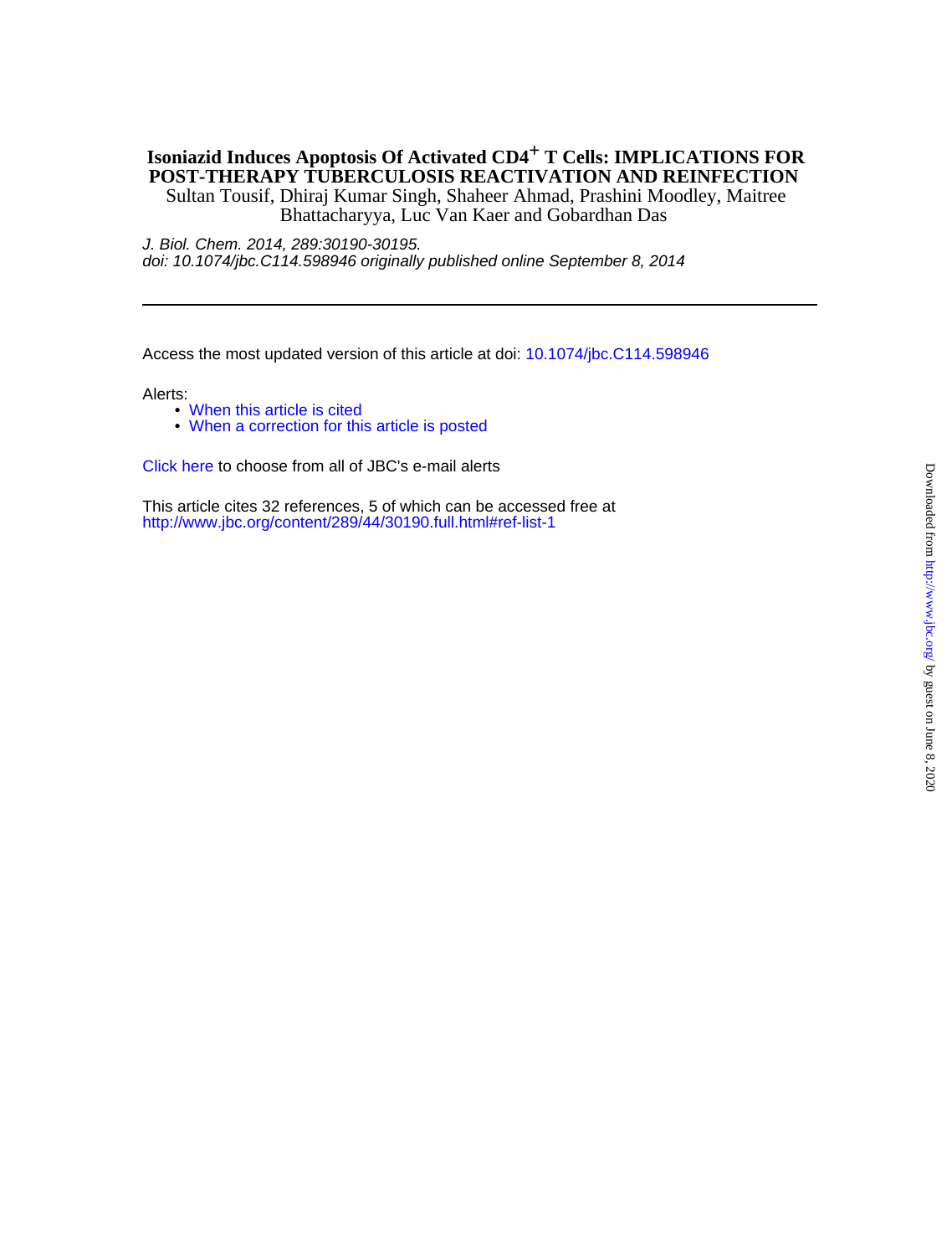**Isoniazid Induces Apoptosis Of Activated $CD4^+$ T Cells: IMPLICATIONS FOR POST-THERAPY TUBERCULOSIS REACTIVATION AND REINFECTION**

Sultan Tousif, Dhiraj Kumar Singh, Shaheer Ahmad, Prashini Moodley, Maitree Bhattacharyya, Luc Van Kaer and Gobardhan Das

*J. Biol. Chem. 2014, 289:30190-30195.*
*doi: 10.1074/jbc.C114.598946 originally published online September 8, 2014*

---

Access the most updated version of this article at doi: 10.1074/jbc.C114.598946

Alerts:

- When this article is cited
- When a correction for this article is posted

Click here to choose from all of JBC's e-mail alerts

This article cites 32 references, 5 of which can be accessed free at
http://www.jbc.org/content/289/44/30190.full.html#ref-list-1

Downloaded from http://www.jbc.org/ by guest on June 8, 2020